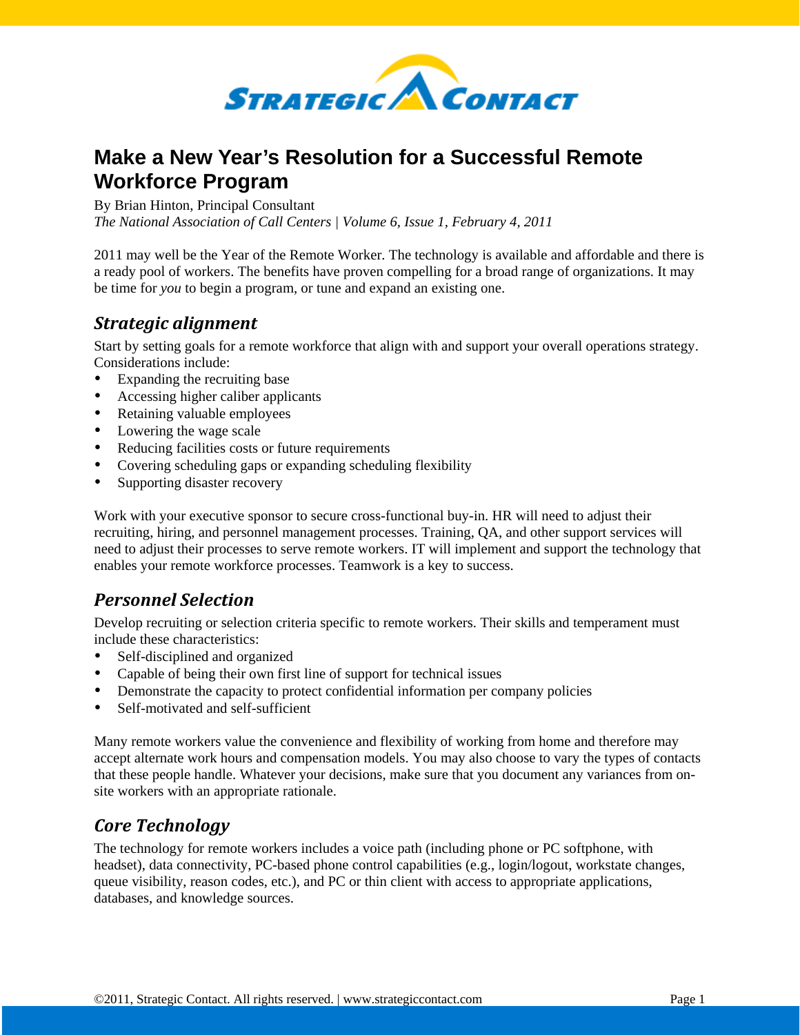# Make a New Year's Resolution for a Successful Remote Workforce Program

By Brian Hinton, Principal Consultant
*The National Association of Call Centers | Volume 6, Issue 1, February 4, 2011*

2011 may well be the Year of the Remote Worker. The technology is available and affordable and there is a ready pool of workers. The benefits have proven compelling for a broad range of organizations. It may be time for *you* to begin a program, or tune and expand an existing one.

## *Strategic alignment*

Start by setting goals for a remote workforce that align with and support your overall operations strategy. Considerations include:

- Expanding the recruiting base
- Accessing higher caliber applicants
- Retaining valuable employees
- Lowering the wage scale
- Reducing facilities costs or future requirements
- Covering scheduling gaps or expanding scheduling flexibility
- Supporting disaster recovery

Work with your executive sponsor to secure cross-functional buy-in. HR will need to adjust their recruiting, hiring, and personnel management processes. Training, QA, and other support services will need to adjust their processes to serve remote workers. IT will implement and support the technology that enables your remote workforce processes. Teamwork is a key to success.

## *Personnel Selection*

Develop recruiting or selection criteria specific to remote workers. Their skills and temperament must include these characteristics:

- Self-disciplined and organized
- Capable of being their own first line of support for technical issues
- Demonstrate the capacity to protect confidential information per company policies
- Self-motivated and self-sufficient

Many remote workers value the convenience and flexibility of working from home and therefore may accept alternate work hours and compensation models. You may also choose to vary the types of contacts that these people handle. Whatever your decisions, make sure that you document any variances from on-site workers with an appropriate rationale.

## *Core Technology*

The technology for remote workers includes a voice path (including phone or PC softphone, with headset), data connectivity, PC-based phone control capabilities (e.g., login/logout, workstate changes, queue visibility, reason codes, etc.), and PC or thin client with access to appropriate applications, databases, and knowledge sources.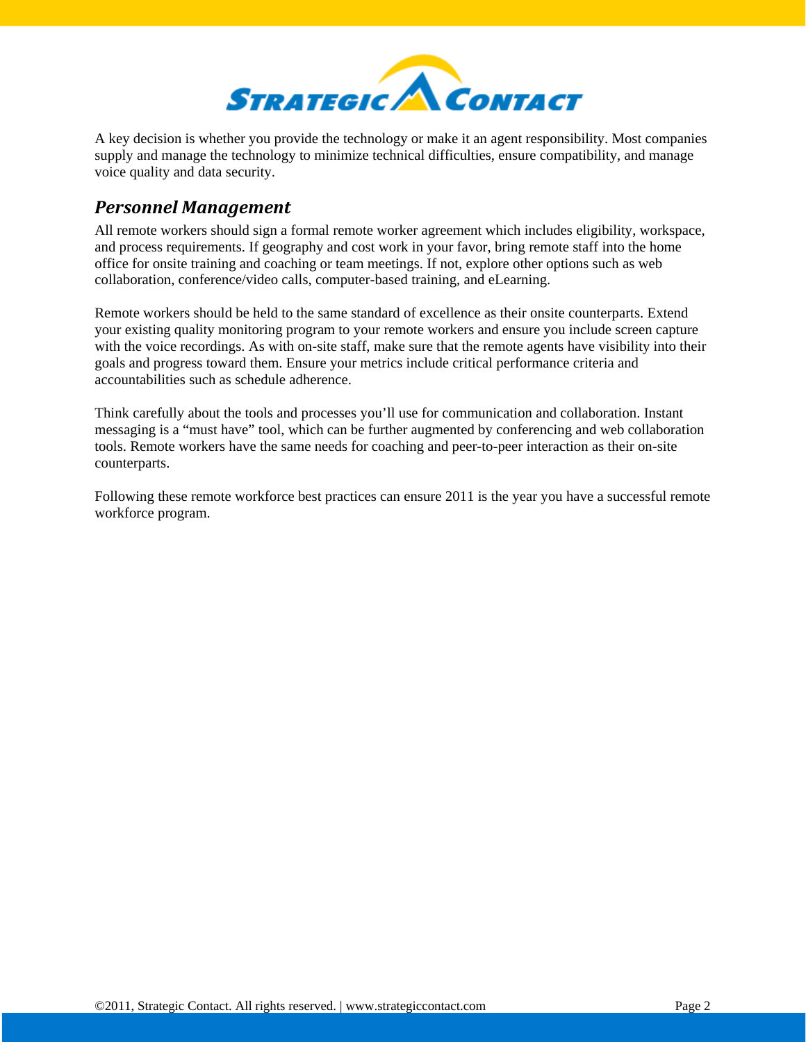A key decision is whether you provide the technology or make it an agent responsibility. Most companies supply and manage the technology to minimize technical difficulties, ensure compatibility, and manage voice quality and data security.

## *Personnel Management*

All remote workers should sign a formal remote worker agreement which includes eligibility, workspace, and process requirements. If geography and cost work in your favor, bring remote staff into the home office for onsite training and coaching or team meetings. If not, explore other options such as web collaboration, conference/video calls, computer-based training, and eLearning.

Remote workers should be held to the same standard of excellence as their onsite counterparts. Extend your existing quality monitoring program to your remote workers and ensure you include screen capture with the voice recordings. As with on-site staff, make sure that the remote agents have visibility into their goals and progress toward them. Ensure your metrics include critical performance criteria and accountabilities such as schedule adherence.

Think carefully about the tools and processes you'll use for communication and collaboration. Instant messaging is a "must have" tool, which can be further augmented by conferencing and web collaboration tools. Remote workers have the same needs for coaching and peer-to-peer interaction as their on-site counterparts.

Following these remote workforce best practices can ensure 2011 is the year you have a successful remote workforce program.